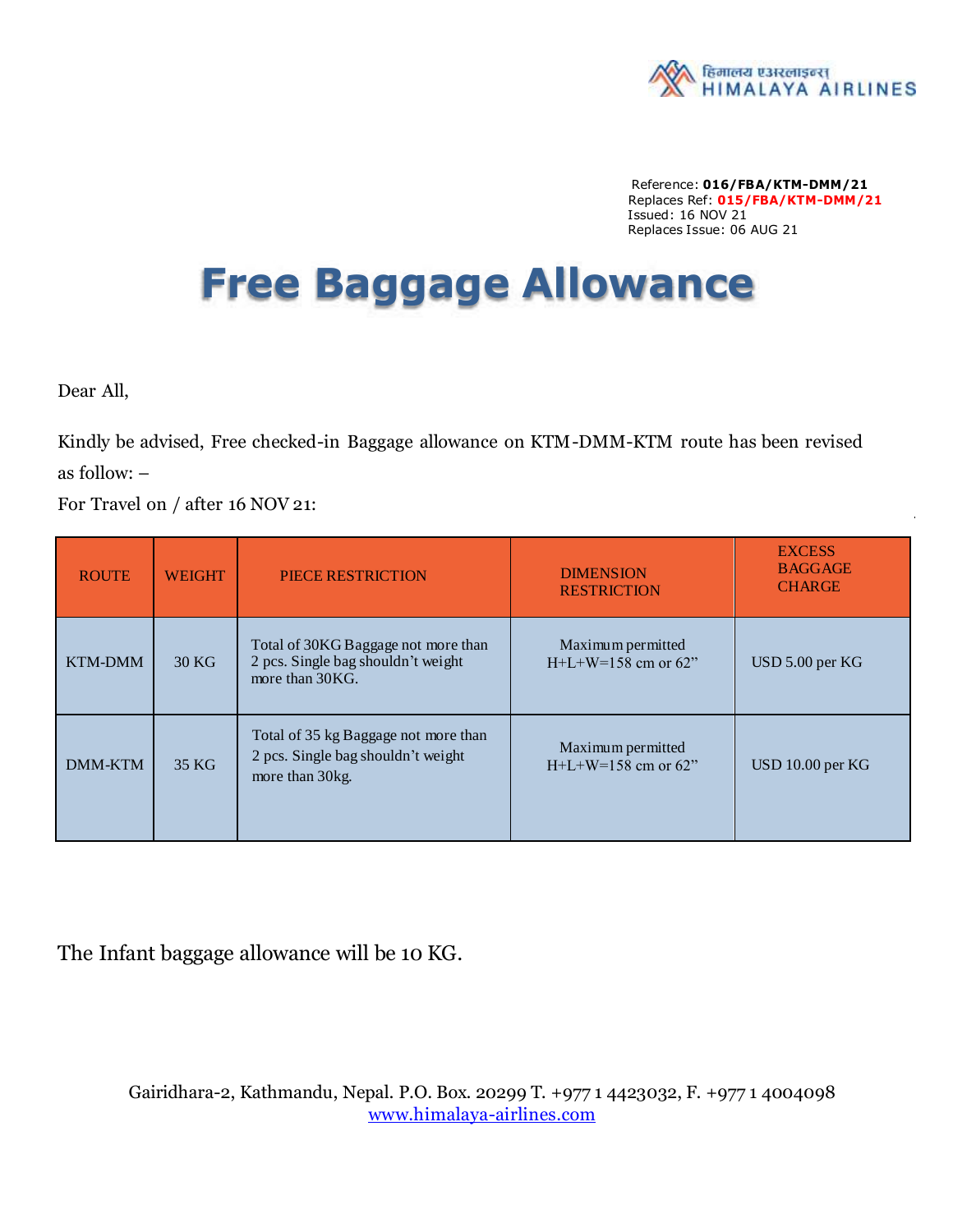हिमालय एअरलाइन्स HIMALAYA AIRLINES

Reference: **016/FBA/KTM-DMM/21**
Replaces Ref: **015/FBA/KTM-DMM/21**
Issued: 16 NOV 21
Replaces Issue: 06 AUG 21

# Free Baggage Allowance

Dear All,

Kindly be advised, Free checked-in Baggage allowance on KTM-DMM-KTM route has been revised as follow: –

For Travel on / after 16 NOV 21:

| ROUTE | WEIGHT | PIECE RESTRICTION | DIMENSION RESTRICTION | EXCESS BAGGAGE CHARGE |
|---|---|---|---|---|
| KTM-DMM | 30 KG | Total of 30KG Baggage not more than 2 pcs. Single bag shouldn't weight more than 30KG. | Maximum permitted H+L+W=158 cm or 62" | USD 5.00 per KG |
| DMM-KTM | 35 KG | Total of 35 kg Baggage not more than 2 pcs. Single bag shouldn't weight more than 30kg. | Maximum permitted H+L+W=158 cm or 62" | USD 10.00 per KG |

The Infant baggage allowance will be 10 KG.

Gairidhara-2, Kathmandu, Nepal. P.O. Box. 20299 T. +977 1 4423032, F. +977 1 4004098
www.himalaya-airlines.com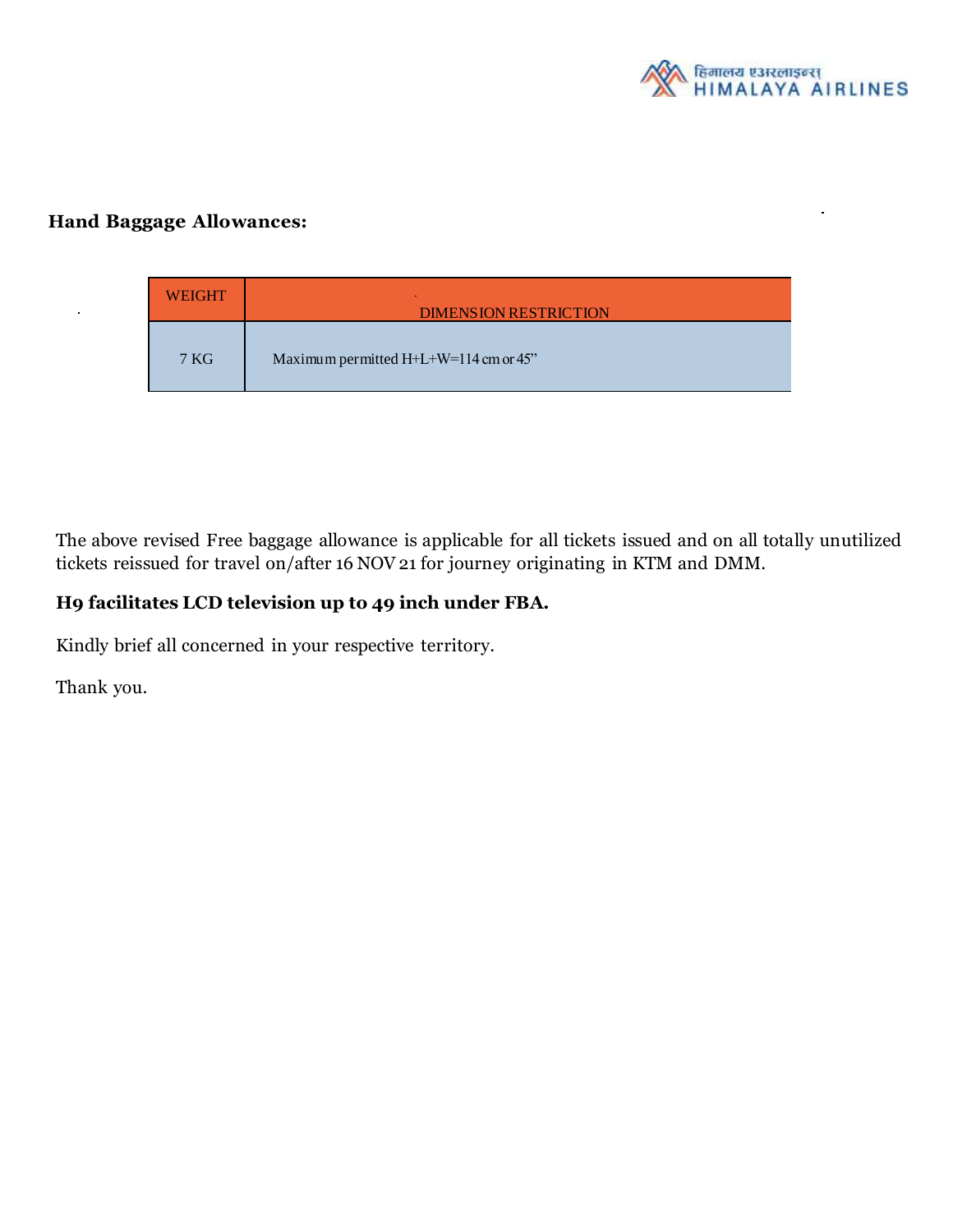**Hand Baggage Allowances:**

| WEIGHT | DIMENSION RESTRICTION |
|---|---|
| 7 KG | Maximum permitted H+L+W=114 cm or 45" |

The above revised Free baggage allowance is applicable for all tickets issued and on all totally unutilized tickets reissued for travel on/after 16 NOV 21 for journey originating in KTM and DMM.

**H9 facilitates LCD television up to 49 inch under FBA.**

Kindly brief all concerned in your respective territory.

Thank you.